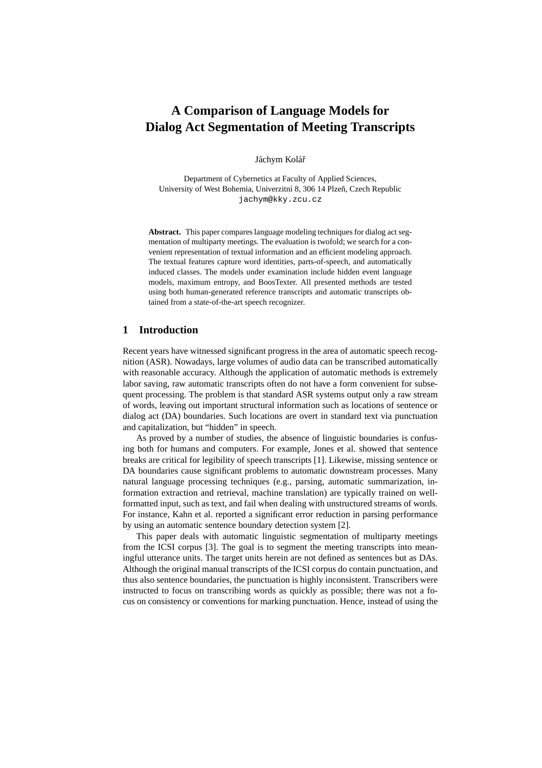# A Comparison of Language Models for Dialog Act Segmentation of Meeting Transcripts

Jáchym Kolář

Department of Cybernetics at Faculty of Applied Sciences,
University of West Bohemia, Univerzitní 8, 306 14 Plzeň, Czech Republic
jachym@kky.zcu.cz

**Abstract.** This paper compares language modeling techniques for dialog act segmentation of multiparty meetings. The evaluation is twofold; we search for a convenient representation of textual information and an efficient modeling approach. The textual features capture word identities, parts-of-speech, and automatically induced classes. The models under examination include hidden event language models, maximum entropy, and BoosTexter. All presented methods are tested using both human-generated reference transcripts and automatic transcripts obtained from a state-of-the-art speech recognizer.

## 1 Introduction

Recent years have witnessed significant progress in the area of automatic speech recognition (ASR). Nowadays, large volumes of audio data can be transcribed automatically with reasonable accuracy. Although the application of automatic methods is extremely labor saving, raw automatic transcripts often do not have a form convenient for subsequent processing. The problem is that standard ASR systems output only a raw stream of words, leaving out important structural information such as locations of sentence or dialog act (DA) boundaries. Such locations are overt in standard text via punctuation and capitalization, but "hidden" in speech.

As proved by a number of studies, the absence of linguistic boundaries is confusing both for humans and computers. For example, Jones et al. showed that sentence breaks are critical for legibility of speech transcripts [1]. Likewise, missing sentence or DA boundaries cause significant problems to automatic downstream processes. Many natural language processing techniques (e.g., parsing, automatic summarization, information extraction and retrieval, machine translation) are typically trained on well-formatted input, such as text, and fail when dealing with unstructured streams of words. For instance, Kahn et al. reported a significant error reduction in parsing performance by using an automatic sentence boundary detection system [2].

This paper deals with automatic linguistic segmentation of multiparty meetings from the ICSI corpus [3]. The goal is to segment the meeting transcripts into meaningful utterance units. The target units herein are not defined as sentences but as DAs. Although the original manual transcripts of the ICSI corpus do contain punctuation, and thus also sentence boundaries, the punctuation is highly inconsistent. Transcribers were instructed to focus on transcribing words as quickly as possible; there was not a focus on consistency or conventions for marking punctuation. Hence, instead of using the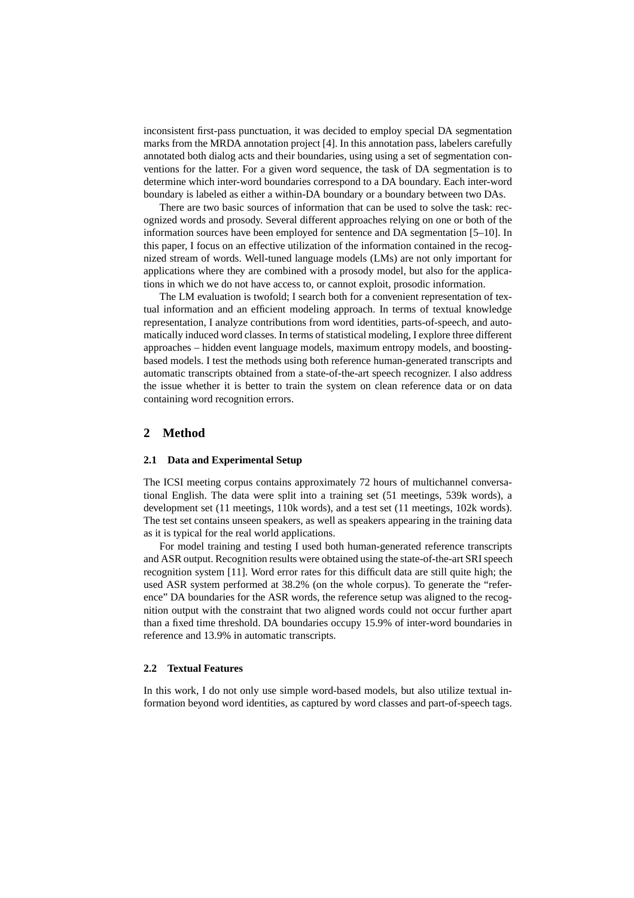inconsistent first-pass punctuation, it was decided to employ special DA segmentation marks from the MRDA annotation project [4]. In this annotation pass, labelers carefully annotated both dialog acts and their boundaries, using using a set of segmentation conventions for the latter. For a given word sequence, the task of DA segmentation is to determine which inter-word boundaries correspond to a DA boundary. Each inter-word boundary is labeled as either a within-DA boundary or a boundary between two DAs.

There are two basic sources of information that can be used to solve the task: recognized words and prosody. Several different approaches relying on one or both of the information sources have been employed for sentence and DA segmentation [5–10]. In this paper, I focus on an effective utilization of the information contained in the recognized stream of words. Well-tuned language models (LMs) are not only important for applications where they are combined with a prosody model, but also for the applications in which we do not have access to, or cannot exploit, prosodic information.

The LM evaluation is twofold; I search both for a convenient representation of textual information and an efficient modeling approach. In terms of textual knowledge representation, I analyze contributions from word identities, parts-of-speech, and automatically induced word classes. In terms of statistical modeling, I explore three different approaches – hidden event language models, maximum entropy models, and boosting-based models. I test the methods using both reference human-generated transcripts and automatic transcripts obtained from a state-of-the-art speech recognizer. I also address the issue whether it is better to train the system on clean reference data or on data containing word recognition errors.

## 2 Method

### 2.1 Data and Experimental Setup

The ICSI meeting corpus contains approximately 72 hours of multichannel conversational English. The data were split into a training set (51 meetings, 539k words), a development set (11 meetings, 110k words), and a test set (11 meetings, 102k words). The test set contains unseen speakers, as well as speakers appearing in the training data as it is typical for the real world applications.

For model training and testing I used both human-generated reference transcripts and ASR output. Recognition results were obtained using the state-of-the-art SRI speech recognition system [11]. Word error rates for this difficult data are still quite high; the used ASR system performed at 38.2% (on the whole corpus). To generate the "reference" DA boundaries for the ASR words, the reference setup was aligned to the recognition output with the constraint that two aligned words could not occur further apart than a fixed time threshold. DA boundaries occupy 15.9% of inter-word boundaries in reference and 13.9% in automatic transcripts.

### 2.2 Textual Features

In this work, I do not only use simple word-based models, but also utilize textual information beyond word identities, as captured by word classes and part-of-speech tags.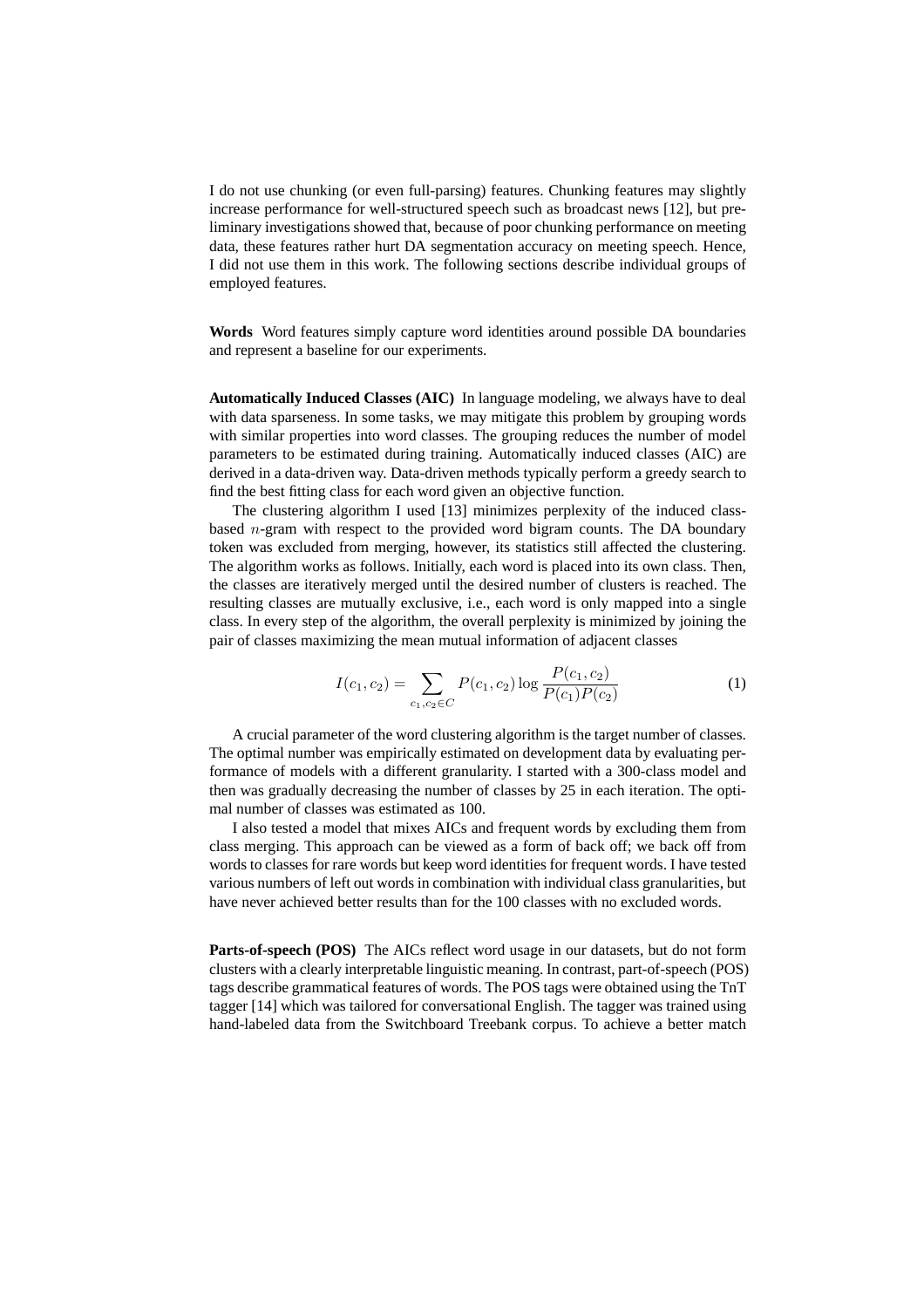I do not use chunking (or even full-parsing) features. Chunking features may slightly increase performance for well-structured speech such as broadcast news [12], but preliminary investigations showed that, because of poor chunking performance on meeting data, these features rather hurt DA segmentation accuracy on meeting speech. Hence, I did not use them in this work. The following sections describe individual groups of employed features.

**Words** Word features simply capture word identities around possible DA boundaries and represent a baseline for our experiments.

**Automatically Induced Classes (AIC)** In language modeling, we always have to deal with data sparseness. In some tasks, we may mitigate this problem by grouping words with similar properties into word classes. The grouping reduces the number of model parameters to be estimated during training. Automatically induced classes (AIC) are derived in a data-driven way. Data-driven methods typically perform a greedy search to find the best fitting class for each word given an objective function.

The clustering algorithm I used [13] minimizes perplexity of the induced class-based $n$-gram with respect to the provided word bigram counts. The DA boundary token was excluded from merging, however, its statistics still affected the clustering. The algorithm works as follows. Initially, each word is placed into its own class. Then, the classes are iteratively merged until the desired number of clusters is reached. The resulting classes are mutually exclusive, i.e., each word is only mapped into a single class. In every step of the algorithm, the overall perplexity is minimized by joining the pair of classes maximizing the mean mutual information of adjacent classes

$$I(c_1, c_2) = \sum_{c_1, c_2 \in C} P(c_1, c_2) \log \frac{P(c_1, c_2)}{P(c_1)P(c_2)} \tag{1}$$

A crucial parameter of the word clustering algorithm is the target number of classes. The optimal number was empirically estimated on development data by evaluating performance of models with a different granularity. I started with a 300-class model and then was gradually decreasing the number of classes by 25 in each iteration. The optimal number of classes was estimated as 100.

I also tested a model that mixes AICs and frequent words by excluding them from class merging. This approach can be viewed as a form of back off; we back off from words to classes for rare words but keep word identities for frequent words. I have tested various numbers of left out words in combination with individual class granularities, but have never achieved better results than for the 100 classes with no excluded words.

**Parts-of-speech (POS)** The AICs reflect word usage in our datasets, but do not form clusters with a clearly interpretable linguistic meaning. In contrast, part-of-speech (POS) tags describe grammatical features of words. The POS tags were obtained using the TnT tagger [14] which was tailored for conversational English. The tagger was trained using hand-labeled data from the Switchboard Treebank corpus. To achieve a better match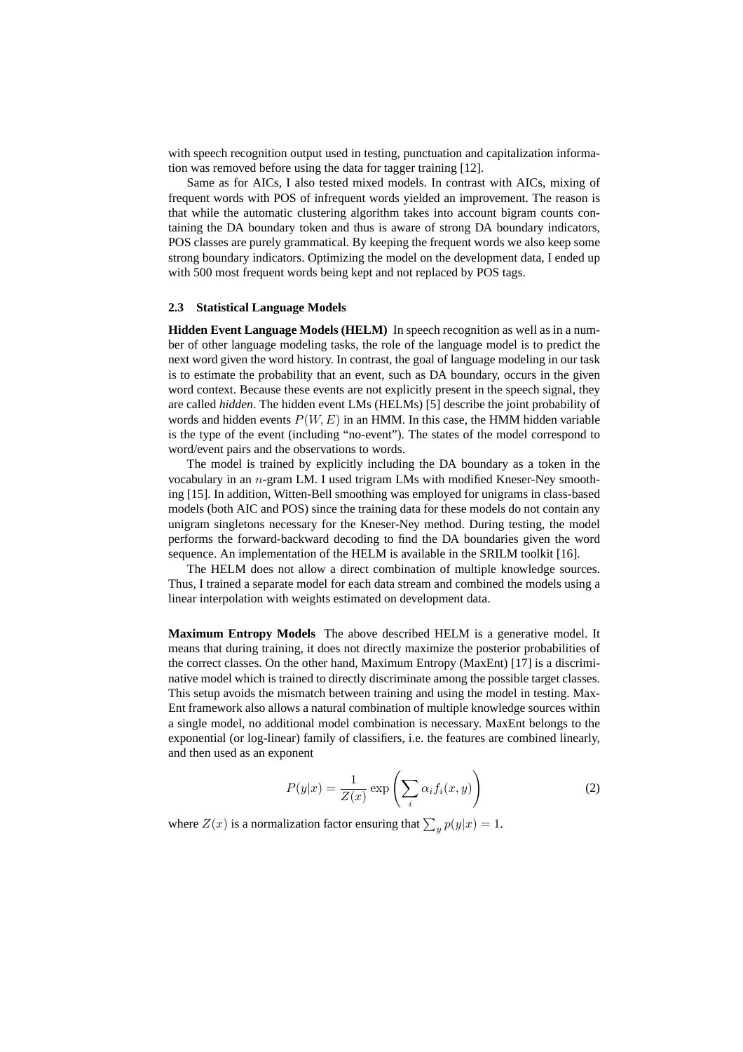with speech recognition output used in testing, punctuation and capitalization information was removed before using the data for tagger training [12].

Same as for AICs, I also tested mixed models. In contrast with AICs, mixing of frequent words with POS of infrequent words yielded an improvement. The reason is that while the automatic clustering algorithm takes into account bigram counts containing the DA boundary token and thus is aware of strong DA boundary indicators, POS classes are purely grammatical. By keeping the frequent words we also keep some strong boundary indicators. Optimizing the model on the development data, I ended up with 500 most frequent words being kept and not replaced by POS tags.

### 2.3 Statistical Language Models

**Hidden Event Language Models (HELM)** In speech recognition as well as in a number of other language modeling tasks, the role of the language model is to predict the next word given the word history. In contrast, the goal of language modeling in our task is to estimate the probability that an event, such as DA boundary, occurs in the given word context. Because these events are not explicitly present in the speech signal, they are called *hidden*. The hidden event LMs (HELMs) [5] describe the joint probability of words and hidden events $P(W, E)$ in an HMM. In this case, the HMM hidden variable is the type of the event (including "no-event"). The states of the model correspond to word/event pairs and the observations to words.

The model is trained by explicitly including the DA boundary as a token in the vocabulary in an $n$-gram LM. I used trigram LMs with modified Kneser-Ney smoothing [15]. In addition, Witten-Bell smoothing was employed for unigrams in class-based models (both AIC and POS) since the training data for these models do not contain any unigram singletons necessary for the Kneser-Ney method. During testing, the model performs the forward-backward decoding to find the DA boundaries given the word sequence. An implementation of the HELM is available in the SRILM toolkit [16].

The HELM does not allow a direct combination of multiple knowledge sources. Thus, I trained a separate model for each data stream and combined the models using a linear interpolation with weights estimated on development data.

**Maximum Entropy Models** The above described HELM is a generative model. It means that during training, it does not directly maximize the posterior probabilities of the correct classes. On the other hand, Maximum Entropy (MaxEnt) [17] is a discriminative model which is trained to directly discriminate among the possible target classes. This setup avoids the mismatch between training and using the model in testing. MaxEnt framework also allows a natural combination of multiple knowledge sources within a single model, no additional model combination is necessary. MaxEnt belongs to the exponential (or log-linear) family of classifiers, i.e. the features are combined linearly, and then used as an exponent

$$P(y|x) = \frac{1}{Z(x)} \exp\left(\sum_i \alpha_i f_i(x, y)\right) \tag{2}$$

where $Z(x)$ is a normalization factor ensuring that $\sum_y p(y|x) = 1$.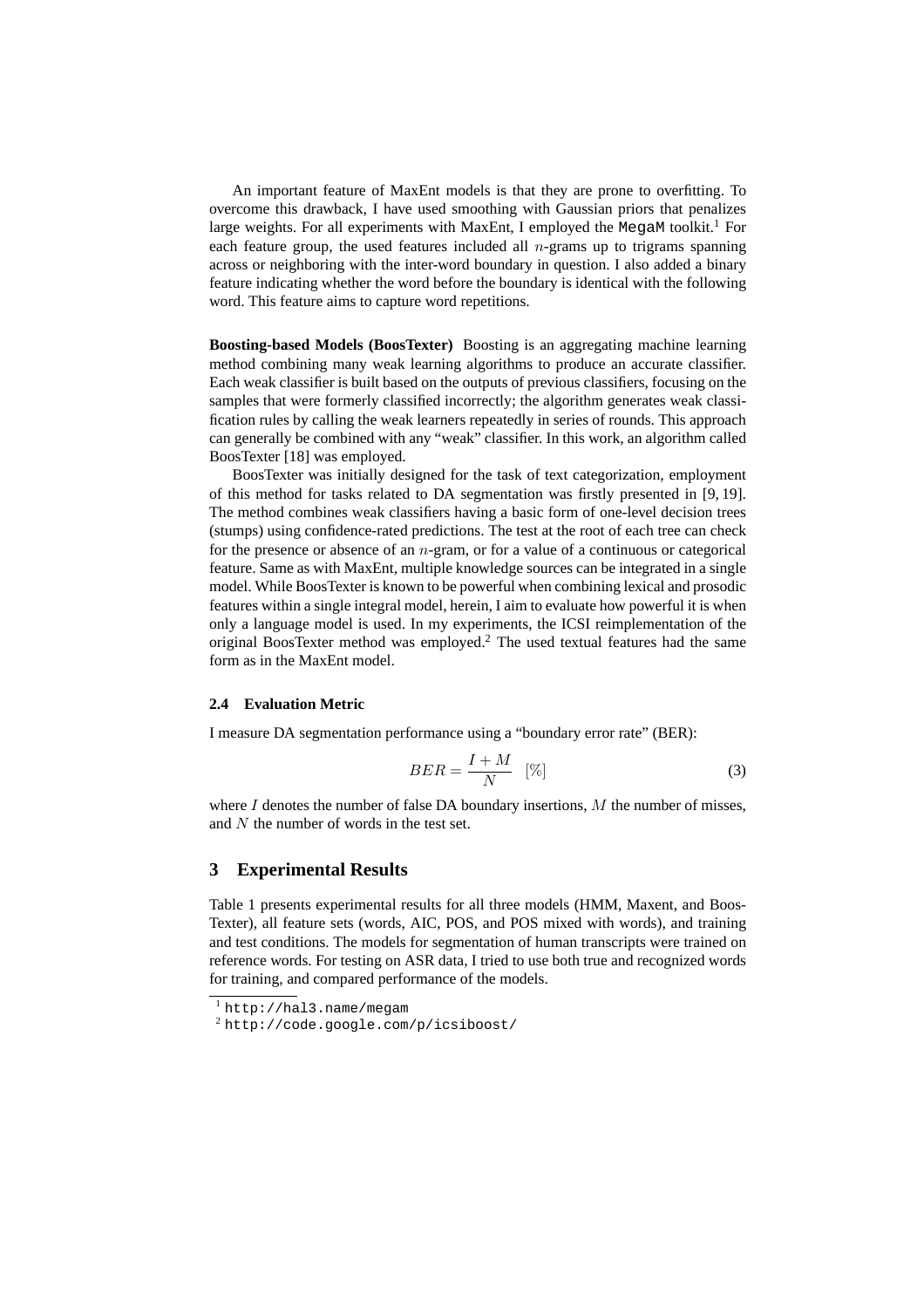An important feature of MaxEnt models is that they are prone to overfitting. To overcome this drawback, I have used smoothing with Gaussian priors that penalizes large weights. For all experiments with MaxEnt, I employed the `MegaM` toolkit.[1] For each feature group, the used features included all $n$-grams up to trigrams spanning across or neighboring with the inter-word boundary in question. I also added a binary feature indicating whether the word before the boundary is identical with the following word. This feature aims to capture word repetitions.

**Boosting-based Models (BoosTexter)** Boosting is an aggregating machine learning method combining many weak learning algorithms to produce an accurate classifier. Each weak classifier is built based on the outputs of previous classifiers, focusing on the samples that were formerly classified incorrectly; the algorithm generates weak classification rules by calling the weak learners repeatedly in series of rounds. This approach can generally be combined with any "weak" classifier. In this work, an algorithm called BoosTexter [18] was employed.

BoosTexter was initially designed for the task of text categorization, employment of this method for tasks related to DA segmentation was firstly presented in [9, 19]. The method combines weak classifiers having a basic form of one-level decision trees (stumps) using confidence-rated predictions. The test at the root of each tree can check for the presence or absence of an $n$-gram, or for a value of a continuous or categorical feature. Same as with MaxEnt, multiple knowledge sources can be integrated in a single model. While BoosTexter is known to be powerful when combining lexical and prosodic features within a single integral model, herein, I aim to evaluate how powerful it is when only a language model is used. In my experiments, the ICSI reimplementation of the original BoosTexter method was employed.[2] The used textual features had the same form as in the MaxEnt model.

### 2.4 Evaluation Metric

I measure DA segmentation performance using a "boundary error rate" (BER):

$$BER = \frac{I + M}{N} \quad [\%] \tag{3}$$

where $I$ denotes the number of false DA boundary insertions, $M$ the number of misses, and $N$ the number of words in the test set.

## 3 Experimental Results

Table 1 presents experimental results for all three models (HMM, Maxent, and BoosTexter), all feature sets (words, AIC, POS, and POS mixed with words), and training and test conditions. The models for segmentation of human transcripts were trained on reference words. For testing on ASR data, I tried to use both true and recognized words for training, and compared performance of the models.

[1] `http://hal3.name/megam`

[2] `http://code.google.com/p/icsiboost/`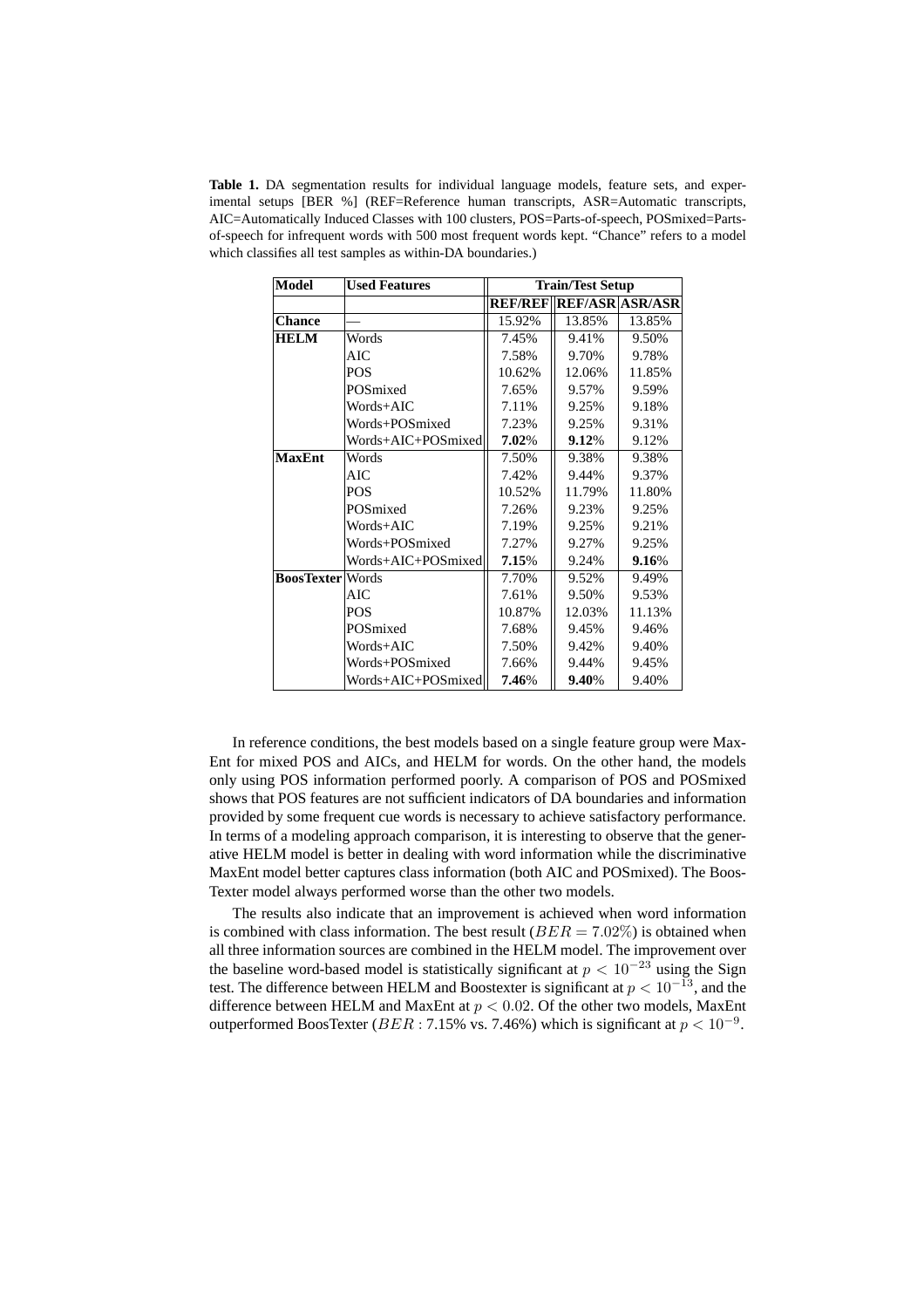**Table 1.** DA segmentation results for individual language models, feature sets, and experimental setups [BER %] (REF=Reference human transcripts, ASR=Automatic transcripts, AIC=Automatically Induced Classes with 100 clusters, POS=Parts-of-speech, POSmixed=Parts-of-speech for infrequent words with 500 most frequent words kept. "Chance" refers to a model which classifies all test samples as within-DA boundaries.)

| Model | Used Features | Train/Test Setup | | |
|---|---|---|---|---|
| | | **REF/REF** | **REF/ASR** | **ASR/ASR** |
| **Chance** | — | 15.92% | 13.85% | 13.85% |
| **HELM** | Words | 7.45% | 9.41% | 9.50% |
| | AIC | 7.58% | 9.70% | 9.78% |
| | POS | 10.62% | 12.06% | 11.85% |
| | POSmixed | 7.65% | 9.57% | 9.59% |
| | Words+AIC | 7.11% | 9.25% | 9.18% |
| | Words+POSmixed | 7.23% | 9.25% | 9.31% |
| | Words+AIC+POSmixed | **7.02**% | **9.12**% | 9.12% |
| **MaxEnt** | Words | 7.50% | 9.38% | 9.38% |
| | AIC | 7.42% | 9.44% | 9.37% |
| | POS | 10.52% | 11.79% | 11.80% |
| | POSmixed | 7.26% | 9.23% | 9.25% |
| | Words+AIC | 7.19% | 9.25% | 9.21% |
| | Words+POSmixed | 7.27% | 9.27% | 9.25% |
| | Words+AIC+POSmixed | **7.15**% | 9.24% | **9.16**% |
| **BoosTexter** | Words | 7.70% | 9.52% | 9.49% |
| | AIC | 7.61% | 9.50% | 9.53% |
| | POS | 10.87% | 12.03% | 11.13% |
| | POSmixed | 7.68% | 9.45% | 9.46% |
| | Words+AIC | 7.50% | 9.42% | 9.40% |
| | Words+POSmixed | 7.66% | 9.44% | 9.45% |
| | Words+AIC+POSmixed | **7.46**% | **9.40**% | 9.40% |

In reference conditions, the best models based on a single feature group were MaxEnt for mixed POS and AICs, and HELM for words. On the other hand, the models only using POS information performed poorly. A comparison of POS and POSmixed shows that POS features are not sufficient indicators of DA boundaries and information provided by some frequent cue words is necessary to achieve satisfactory performance. In terms of a modeling approach comparison, it is interesting to observe that the generative HELM model is better in dealing with word information while the discriminative MaxEnt model better captures class information (both AIC and POSmixed). The BoosTexter model always performed worse than the other two models.

The results also indicate that an improvement is achieved when word information is combined with class information. The best result ($BER = 7.02\%$) is obtained when all three information sources are combined in the HELM model. The improvement over the baseline word-based model is statistically significant at $p < 10^{-23}$ using the Sign test. The difference between HELM and Boostexter is significant at $p < 10^{-13}$, and the difference between HELM and MaxEnt at $p < 0.02$. Of the other two models, MaxEnt outperformed BoosTexter ($BER$ : 7.15% vs. 7.46%) which is significant at $p < 10^{-9}$.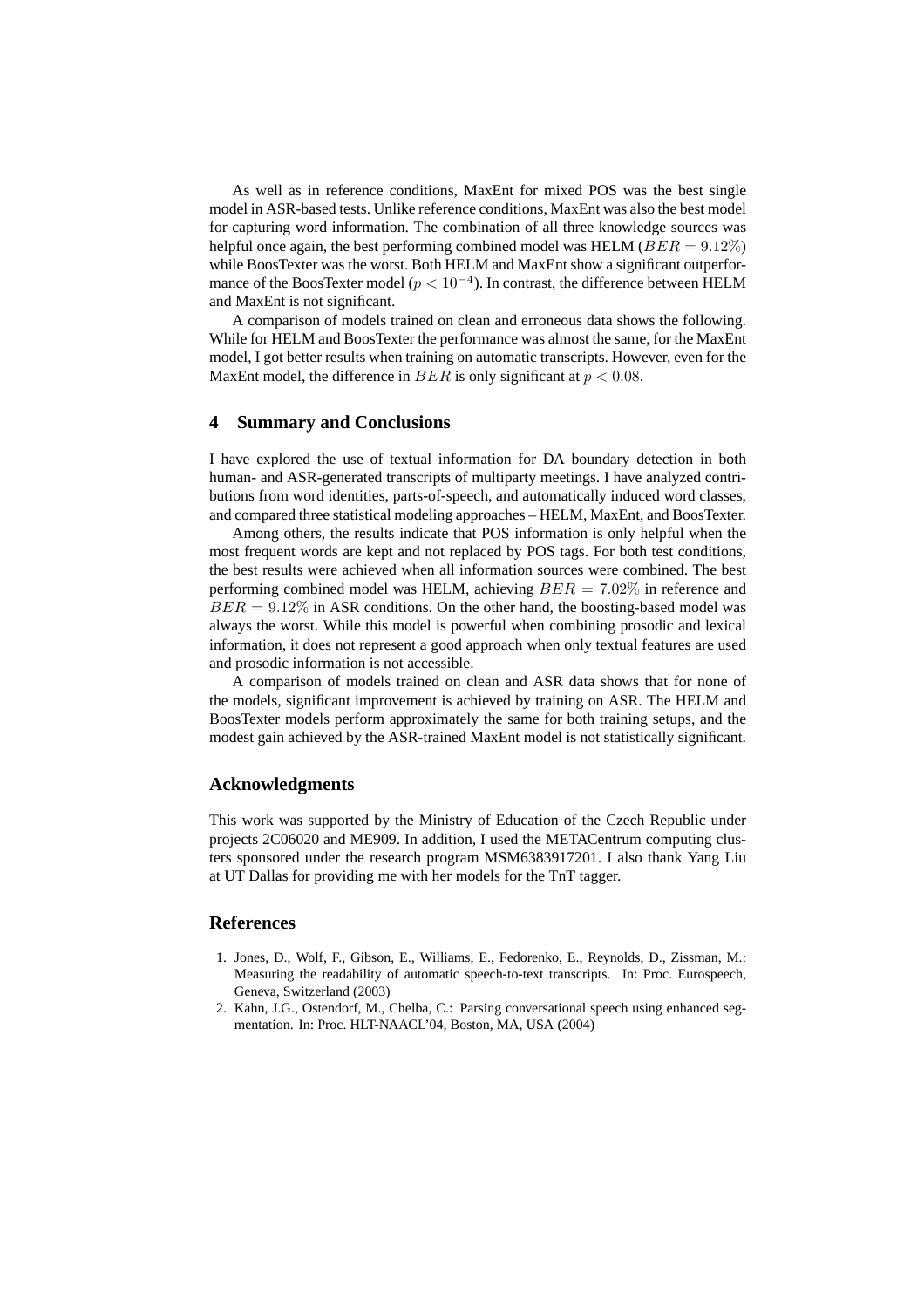As well as in reference conditions, MaxEnt for mixed POS was the best single model in ASR-based tests. Unlike reference conditions, MaxEnt was also the best model for capturing word information. The combination of all three knowledge sources was helpful once again, the best performing combined model was HELM ($BER = 9.12\%$) while BoosTexter was the worst. Both HELM and MaxEnt show a significant outperformance of the BoosTexter model ($p < 10^{-4}$). In contrast, the difference between HELM and MaxEnt is not significant.

A comparison of models trained on clean and erroneous data shows the following. While for HELM and BoosTexter the performance was almost the same, for the MaxEnt model, I got better results when training on automatic transcripts. However, even for the MaxEnt model, the difference in $BER$ is only significant at $p < 0.08$.

## 4 Summary and Conclusions

I have explored the use of textual information for DA boundary detection in both human- and ASR-generated transcripts of multiparty meetings. I have analyzed contributions from word identities, parts-of-speech, and automatically induced word classes, and compared three statistical modeling approaches – HELM, MaxEnt, and BoosTexter.

Among others, the results indicate that POS information is only helpful when the most frequent words are kept and not replaced by POS tags. For both test conditions, the best results were achieved when all information sources were combined. The best performing combined model was HELM, achieving $BER = 7.02\%$ in reference and $BER = 9.12\%$ in ASR conditions. On the other hand, the boosting-based model was always the worst. While this model is powerful when combining prosodic and lexical information, it does not represent a good approach when only textual features are used and prosodic information is not accessible.

A comparison of models trained on clean and ASR data shows that for none of the models, significant improvement is achieved by training on ASR. The HELM and BoosTexter models perform approximately the same for both training setups, and the modest gain achieved by the ASR-trained MaxEnt model is not statistically significant.

## Acknowledgments

This work was supported by the Ministry of Education of the Czech Republic under projects 2C06020 and ME909. In addition, I used the METACentrum computing clusters sponsored under the research program MSM6383917201. I also thank Yang Liu at UT Dallas for providing me with her models for the TnT tagger.

## References

1. Jones, D., Wolf, F., Gibson, E., Williams, E., Fedorenko, E., Reynolds, D., Zissman, M.: Measuring the readability of automatic speech-to-text transcripts. In: Proc. Eurospeech, Geneva, Switzerland (2003)
2. Kahn, J.G., Ostendorf, M., Chelba, C.: Parsing conversational speech using enhanced segmentation. In: Proc. HLT-NAACL'04, Boston, MA, USA (2004)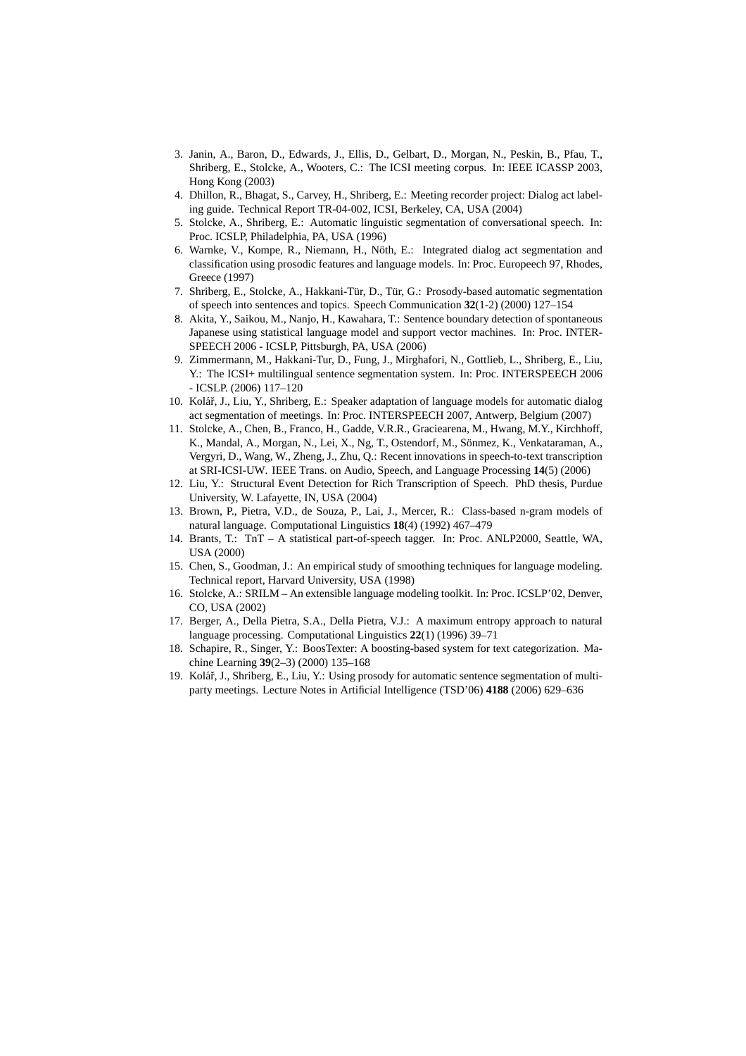3. Janin, A., Baron, D., Edwards, J., Ellis, D., Gelbart, D., Morgan, N., Peskin, B., Pfau, T., Shriberg, E., Stolcke, A., Wooters, C.: The ICSI meeting corpus. In: IEEE ICASSP 2003, Hong Kong (2003)
4. Dhillon, R., Bhagat, S., Carvey, H., Shriberg, E.: Meeting recorder project: Dialog act labeling guide. Technical Report TR-04-002, ICSI, Berkeley, CA, USA (2004)
5. Stolcke, A., Shriberg, E.: Automatic linguistic segmentation of conversational speech. In: Proc. ICSLP, Philadelphia, PA, USA (1996)
6. Warnke, V., Kompe, R., Niemann, H., Nöth, E.: Integrated dialog act segmentation and classification using prosodic features and language models. In: Proc. Europeech 97, Rhodes, Greece (1997)
7. Shriberg, E., Stolcke, A., Hakkani-Tür, D., Tür, G.: Prosody-based automatic segmentation of speech into sentences and topics. Speech Communication **32**(1-2) (2000) 127–154
8. Akita, Y., Saikou, M., Nanjo, H., Kawahara, T.: Sentence boundary detection of spontaneous Japanese using statistical language model and support vector machines. In: Proc. INTERSPEECH 2006 - ICSLP, Pittsburgh, PA, USA (2006)
9. Zimmermann, M., Hakkani-Tur, D., Fung, J., Mirghafori, N., Gottlieb, L., Shriberg, E., Liu, Y.: The ICSI+ multilingual sentence segmentation system. In: Proc. INTERSPEECH 2006 - ICSLP. (2006) 117–120
10. Kolář, J., Liu, Y., Shriberg, E.: Speaker adaptation of language models for automatic dialog act segmentation of meetings. In: Proc. INTERSPEECH 2007, Antwerp, Belgium (2007)
11. Stolcke, A., Chen, B., Franco, H., Gadde, V.R.R., Graciearena, M., Hwang, M.Y., Kirchhoff, K., Mandal, A., Morgan, N., Lei, X., Ng, T., Ostendorf, M., Sönmez, K., Venkataraman, A., Vergyri, D., Wang, W., Zheng, J., Zhu, Q.: Recent innovations in speech-to-text transcription at SRI-ICSI-UW. IEEE Trans. on Audio, Speech, and Language Processing **14**(5) (2006)
12. Liu, Y.: Structural Event Detection for Rich Transcription of Speech. PhD thesis, Purdue University, W. Lafayette, IN, USA (2004)
13. Brown, P., Pietra, V.D., de Souza, P., Lai, J., Mercer, R.: Class-based n-gram models of natural language. Computational Linguistics **18**(4) (1992) 467–479
14. Brants, T.: TnT – A statistical part-of-speech tagger. In: Proc. ANLP2000, Seattle, WA, USA (2000)
15. Chen, S., Goodman, J.: An empirical study of smoothing techniques for language modeling. Technical report, Harvard University, USA (1998)
16. Stolcke, A.: SRILM – An extensible language modeling toolkit. In: Proc. ICSLP'02, Denver, CO, USA (2002)
17. Berger, A., Della Pietra, S.A., Della Pietra, V.J.: A maximum entropy approach to natural language processing. Computational Linguistics **22**(1) (1996) 39–71
18. Schapire, R., Singer, Y.: BoosTexter: A boosting-based system for text categorization. Machine Learning **39**(2–3) (2000) 135–168
19. Kolář, J., Shriberg, E., Liu, Y.: Using prosody for automatic sentence segmentation of multi-party meetings. Lecture Notes in Artificial Intelligence (TSD'06) **4188** (2006) 629–636